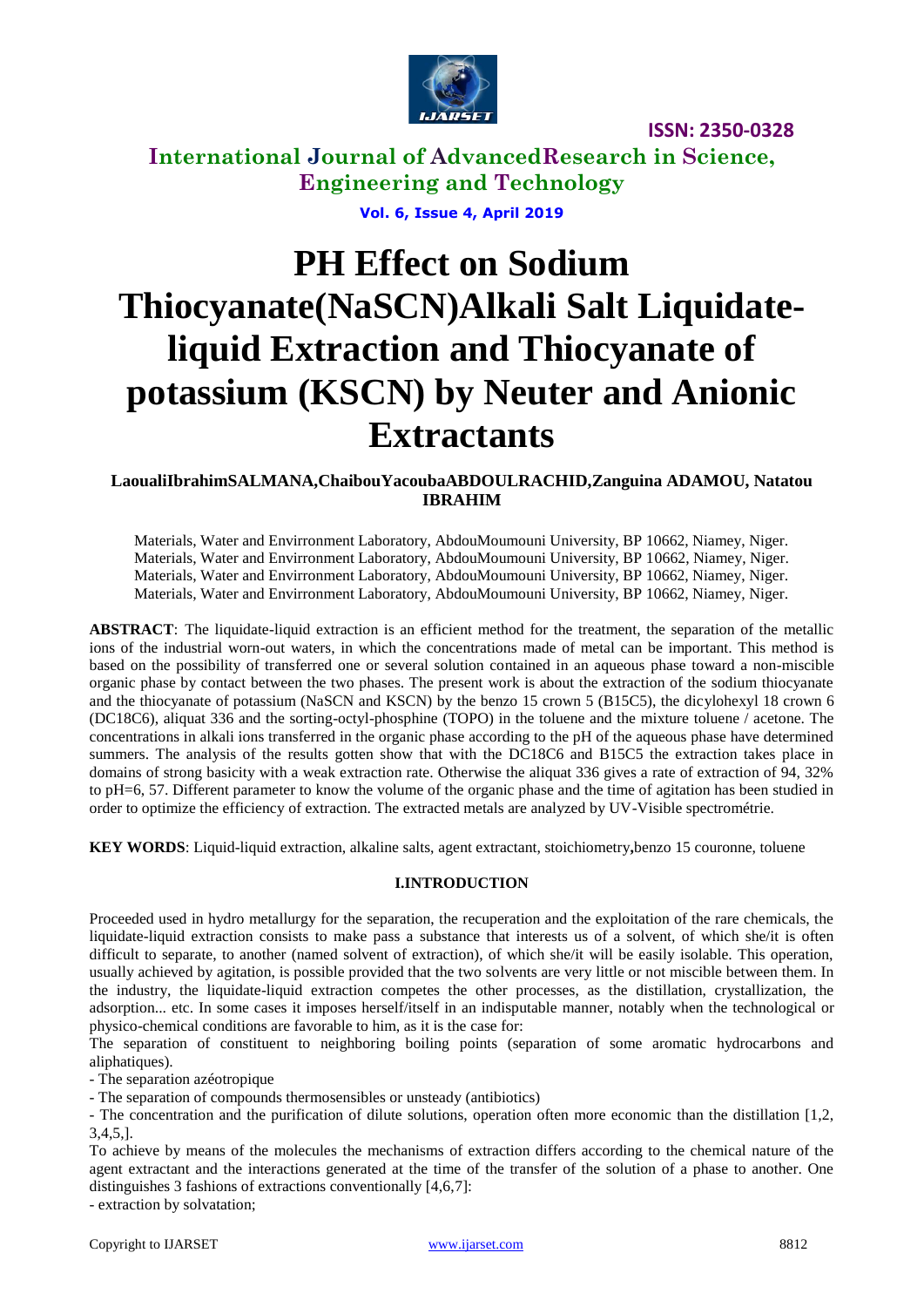# PH Effect on Sodium Thiocyanate(NaSCN)Alkali Salt Liquidate-liquid Extraction and Thiocyanate of potassium (KSCN) by Neuter and Anionic Extractants

**LaoualiIbrahimSALMANA,ChaibouYacoubaABDOULRACHID,Zanguina ADAMOU, Natatou IBRAHIM**

Materials, Water and Envirronment Laboratory, AbdouMoumouni University, BP 10662, Niamey, Niger.
Materials, Water and Envirronment Laboratory, AbdouMoumouni University, BP 10662, Niamey, Niger.
Materials, Water and Envirronment Laboratory, AbdouMoumouni University, BP 10662, Niamey, Niger.
Materials, Water and Envirronment Laboratory, AbdouMoumouni University, BP 10662, Niamey, Niger.

**ABSTRACT**: The liquidate-liquid extraction is an efficient method for the treatment, the separation of the metallic ions of the industrial worn-out waters, in which the concentrations made of metal can be important. This method is based on the possibility of transferred one or several solution contained in an aqueous phase toward a non-miscible organic phase by contact between the two phases. The present work is about the extraction of the sodium thiocyanate and the thiocyanate of potassium (NaSCN and KSCN) by the benzo 15 crown 5 (B15C5), the dicylohexyl 18 crown 6 (DC18C6), aliquat 336 and the sorting-octyl-phosphine (TOPO) in the toluene and the mixture toluene / acetone. The concentrations in alkali ions transferred in the organic phase according to the pH of the aqueous phase have determined summers. The analysis of the results gotten show that with the DC18C6 and B15C5 the extraction takes place in domains of strong basicity with a weak extraction rate. Otherwise the aliquat 336 gives a rate of extraction of 94, 32% to pH=6, 57. Different parameter to know the volume of the organic phase and the time of agitation has been studied in order to optimize the efficiency of extraction. The extracted metals are analyzed by UV-Visible spectrométrie.

**KEY WORDS**: Liquid-liquid extraction, alkaline salts, agent extractant, stoichiometry**,**benzo 15 couronne, toluene

## I.INTRODUCTION

Proceeded used in hydro metallurgy for the separation, the recuperation and the exploitation of the rare chemicals, the liquidate-liquid extraction consists to make pass a substance that interests us of a solvent, of which she/it is often difficult to separate, to another (named solvent of extraction), of which she/it will be easily isolable. This operation, usually achieved by agitation, is possible provided that the two solvents are very little or not miscible between them. In the industry, the liquidate-liquid extraction competes the other processes, as the distillation, crystallization, the adsorption... etc. In some cases it imposes herself/itself in an indisputable manner, notably when the technological or physico-chemical conditions are favorable to him, as it is the case for:

The separation of constituent to neighboring boiling points (separation of some aromatic hydrocarbons and aliphatiques).

- The separation azéotropique
- The separation of compounds thermosensibles or unsteady (antibiotics)
- The concentration and the purification of dilute solutions, operation often more economic than the distillation [1,2, 3,4,5,].

To achieve by means of the molecules the mechanisms of extraction differs according to the chemical nature of the agent extractant and the interactions generated at the time of the transfer of the solution of a phase to another. One distinguishes 3 fashions of extractions conventionally [4,6,7]:

- extraction by solvatation;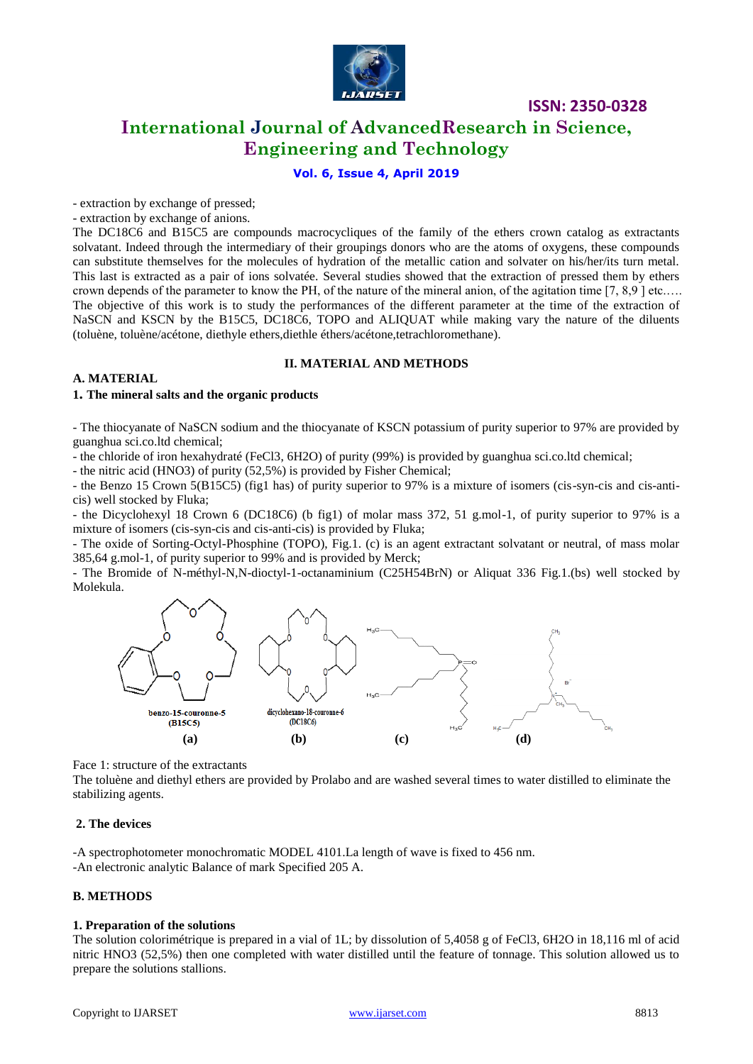- extraction by exchange of pressed;
- extraction by exchange of anions.

The DC18C6 and B15C5 are compounds macrocycliques of the family of the ethers crown catalog as extractants solvatant. Indeed through the intermediary of their groupings donors who are the atoms of oxygens, these compounds can substitute themselves for the molecules of hydration of the metallic cation and solvater on his/her/its turn metal. This last is extracted as a pair of ions solvatée. Several studies showed that the extraction of pressed them by ethers crown depends of the parameter to know the PH, of the nature of the mineral anion, of the agitation time [7, 8,9 ] etc.….

The objective of this work is to study the performances of the different parameter at the time of the extraction of NaSCN and KSCN by the B15C5, DC18C6, TOPO and ALIQUAT while making vary the nature of the diluents (toluène, toluène/acétone, diethyle ethers,diethle éthers/acétone,tetrachloromethane).

## II. MATERIAL AND METHODS

### A. MATERIAL

#### 1. The mineral salts and the organic products

- The thiocyanate of NaSCN sodium and the thiocyanate of KSCN potassium of purity superior to 97% are provided by guanghua sci.co.ltd chemical;
- the chloride of iron hexahydraté ($FeCl_3$, $6H_2O$) of purity (99%) is provided by guanghua sci.co.ltd chemical;
- the nitric acid ($HNO_3$) of purity (52,5%) is provided by Fisher Chemical;
- the Benzo 15 Crown 5(B15C5) (fig1 has) of purity superior to 97% is a mixture of isomers (cis-syn-cis and cis-anti-cis) well stocked by Fluka;
- the Dicyclohexyl 18 Crown 6 (DC18C6) (b fig1) of molar mass 372, 51 g.mol-1, of purity superior to 97% is a mixture of isomers (cis-syn-cis and cis-anti-cis) is provided by Fluka;
- The oxide of Sorting-Octyl-Phosphine (TOPO), Fig.1. (c) is an agent extractant solvatant or neutral, of mass molar 385,64 g.mol-1, of purity superior to 99% and is provided by Merck;
- The Bromide of N-méthyl-N,N-dioctyl-1-octanaminium ($C_{25}H_{54}BrN$) or Aliquat 336 Fig.1.(bs) well stocked by Molekula.

benzo-15-couronne-5 (B15C5) dicyclohexano-18-couronne-6 (DC18C6)

(a) (b) (c) (d)

Face 1: structure of the extractants

The toluène and diethyl ethers are provided by Prolabo and are washed several times to water distilled to eliminate the stabilizing agents.

#### 2. The devices

-A spectrophotometer monochromatic MODEL 4101.La length of wave is fixed to 456 nm.
-An electronic analytic Balance of mark Specified 205 A.

### B. METHODS

#### 1. Preparation of the solutions

The solution colorimétrique is prepared in a vial of 1L; by dissolution of 5,4058 g of $FeCl_3$, $6H_2O$ in 18,116 ml of acid nitric $HNO_3$ (52,5%) then one completed with water distilled until the feature of tonnage. This solution allowed us to prepare the solutions stallions.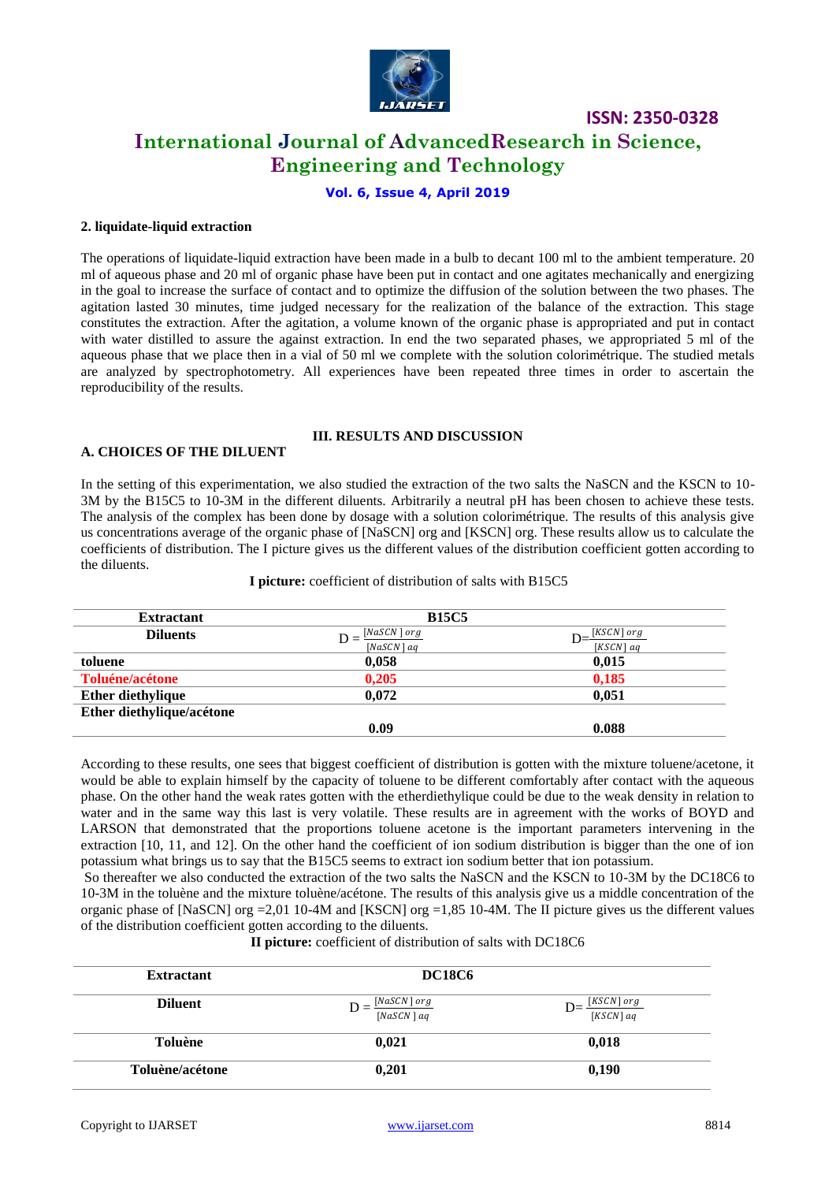#### 2. liquidate-liquid extraction

The operations of liquidate-liquid extraction have been made in a bulb to decant 100 ml to the ambient temperature. 20 ml of aqueous phase and 20 ml of organic phase have been put in contact and one agitates mechanically and energizing in the goal to increase the surface of contact and to optimize the diffusion of the solution between the two phases. The agitation lasted 30 minutes, time judged necessary for the realization of the balance of the extraction. This stage constitutes the extraction. After the agitation, a volume known of the organic phase is appropriated and put in contact with water distilled to assure the against extraction. In end the two separated phases, we appropriated 5 ml of the aqueous phase that we place then in a vial of 50 ml we complete with the solution colorimétrique. The studied metals are analyzed by spectrophotometry. All experiences have been repeated three times in order to ascertain the reproducibility of the results.

## III. RESULTS AND DISCUSSION

### A. CHOICES OF THE DILUENT

In the setting of this experimentation, we also studied the extraction of the two salts the NaSCN and the KSCN to 10-3M by the B15C5 to 10-3M in the different diluents. Arbitrarily a neutral pH has been chosen to achieve these tests. The analysis of the complex has been done by dosage with a solution colorimétrique. The results of this analysis give us concentrations average of the organic phase of [NaSCN] org and [KSCN] org. These results allow us to calculate the coefficients of distribution. The I picture gives us the different values of the distribution coefficient gotten according to the diluents.

**I picture:** coefficient of distribution of salts with B15C5

| Extractant | B15C5 | |
|---|---|---|
| **Diluents** | $D = \frac{[NaSCN]\ org}{[NaSCN]\ aq}$ | $D = \frac{[KSCN]\ org}{[KSCN]\ aq}$ |
| **toluene** | **0,058** | **0,015** |
| **Toluéne/acétone** | **0,205** | **0,185** |
| **Ether diethylique** | **0,072** | **0,051** |
| **Ether diethylique/acétone** | **0.09** | **0.088** |

According to these results, one sees that biggest coefficient of distribution is gotten with the mixture toluene/acetone, it would be able to explain himself by the capacity of toluene to be different comfortably after contact with the aqueous phase. On the other hand the weak rates gotten with the etherdiethylique could be due to the weak density in relation to water and in the same way this last is very volatile. These results are in agreement with the works of BOYD and LARSON that demonstrated that the proportions toluene acetone is the important parameters intervening in the extraction [10, 11, and 12]. On the other hand the coefficient of ion sodium distribution is bigger than the one of ion potassium what brings us to say that the B15C5 seems to extract ion sodium better that ion potassium.

So thereafter we also conducted the extraction of the two salts the NaSCN and the KSCN to 10-3M by the DC18C6 to 10-3M in the toluène and the mixture toluène/acétone. The results of this analysis give us a middle concentration of the organic phase of [NaSCN] org =2,01 10-4M and [KSCN] org =1,85 10-4M. The II picture gives us the different values of the distribution coefficient gotten according to the diluents.

**II picture:** coefficient of distribution of salts with DC18C6

| Extractant | DC18C6 | |
|---|---|---|
| **Diluent** | $D = \frac{[NaSCN]\ org}{[NaSCN]\ aq}$ | $D = \frac{[KSCN]\ org}{[KSCN]\ aq}$ |
| **Toluène** | **0,021** | **0,018** |
| **Toluène/acétone** | **0,201** | **0,190** |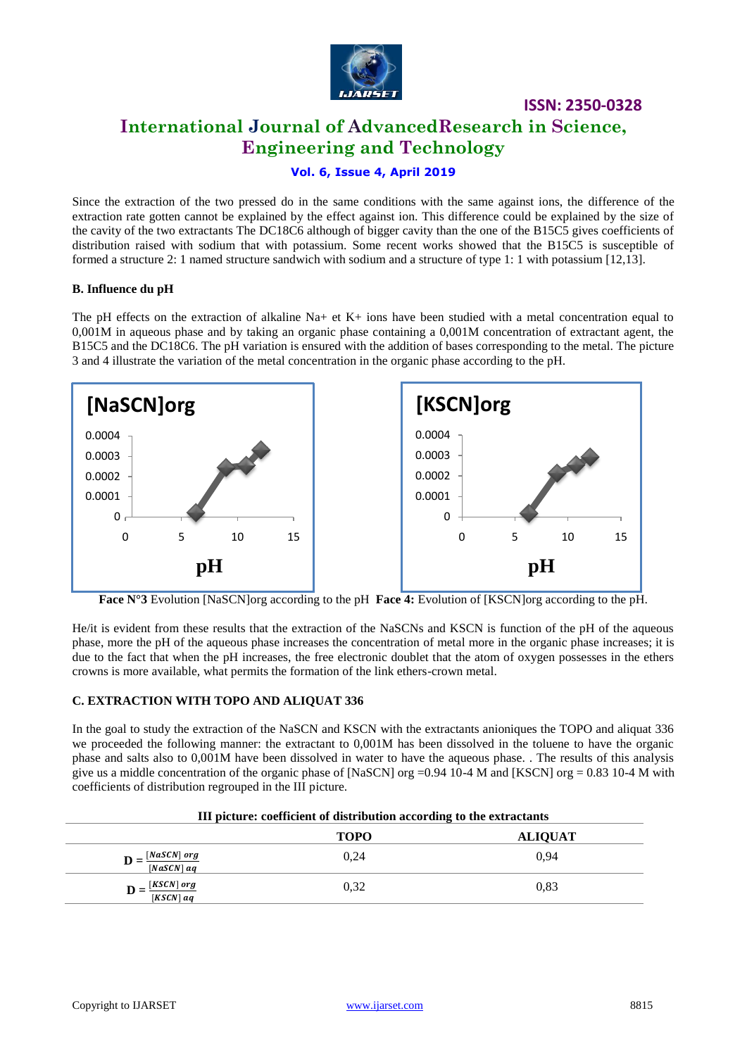Since the extraction of the two pressed do in the same conditions with the same against ions, the difference of the extraction rate gotten cannot be explained by the effect against ion. This difference could be explained by the size of the cavity of the two extractants The DC18C6 although of bigger cavity than the one of the B15C5 gives coefficients of distribution raised with sodium that with potassium. Some recent works showed that the B15C5 is susceptible of formed a structure 2: 1 named structure sandwich with sodium and a structure of type 1: 1 with potassium [12,13].

### B. Influence du pH

The pH effects on the extraction of alkaline $Na^+$ et $K^+$ ions have been studied with a metal concentration equal to 0,001M in aqueous phase and by taking an organic phase containing a 0,001M concentration of extractant agent, the B15C5 and the DC18C6. The pH variation is ensured with the addition of bases corresponding to the metal. The picture 3 and 4 illustrate the variation of the metal concentration in the organic phase according to the pH.

**Face N°3** Evolution [NaSCN]org according to the pH **Face 4:** Evolution of [KSCN]org according to the pH.

He/it is evident from these results that the extraction of the NaSCNs and KSCN is function of the pH of the aqueous phase, more the pH of the aqueous phase increases the concentration of metal more in the organic phase increases; it is due to the fact that when the pH increases, the free electronic doublet that the atom of oxygen possesses in the ethers crowns is more available, what permits the formation of the link ethers-crown metal.

### C. EXTRACTION WITH TOPO AND ALIQUAT 336

In the goal to study the extraction of the NaSCN and KSCN with the extractants anioniques the TOPO and aliquat 336 we proceeded the following manner: the extractant to 0,001M has been dissolved in the toluene to have the organic phase and salts also to 0,001M have been dissolved in water to have the aqueous phase. . The results of this analysis give us a middle concentration of the organic phase of [NaSCN] org =0.94 10-4 M and [KSCN] org = 0.83 10-4 M with coefficients of distribution regrouped in the III picture.

**III picture: coefficient of distribution according to the extractants**

| | TOPO | ALIQUAT |
|---|---|---|
| $\mathbf{D} = \frac{[NaSCN]\ org}{[NaSCN]\ aq}$ | 0,24 | 0,94 |
| $\mathbf{D} = \frac{[KSCN]\ org}{[KSCN]\ aq}$ | 0,32 | 0,83 |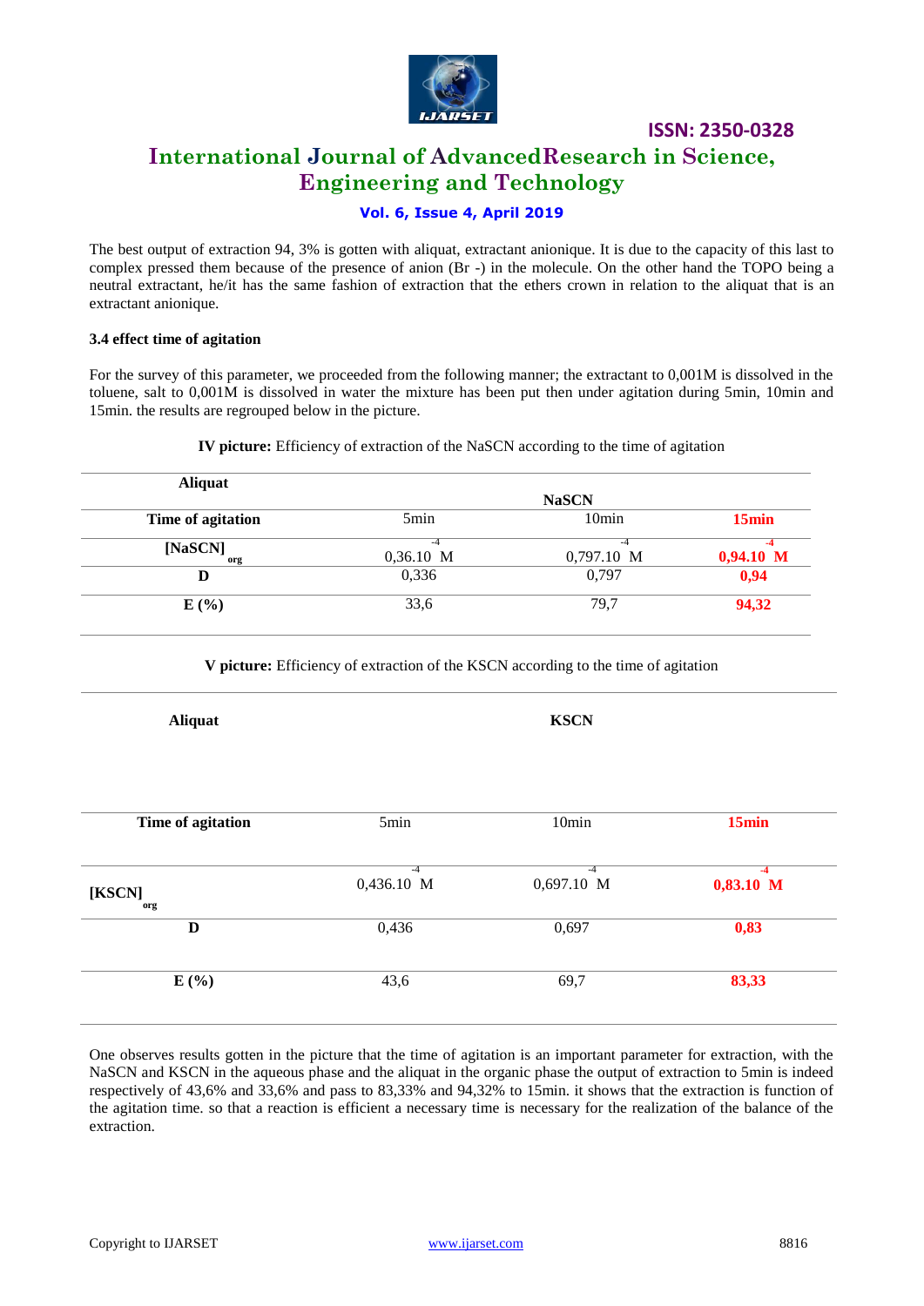The best output of extraction 94, 3% is gotten with aliquat, extractant anionique. It is due to the capacity of this last to complex pressed them because of the presence of anion (Br -) in the molecule. On the other hand the TOPO being a neutral extractant, he/it has the same fashion of extraction that the ethers crown in relation to the aliquat that is an extractant anionique.

### 3.4 effect time of agitation

For the survey of this parameter, we proceeded from the following manner; the extractant to 0,001M is dissolved in the toluene, salt to 0,001M is dissolved in water the mixture has been put then under agitation during 5min, 10min and 15min. the results are regrouped below in the picture.

**IV picture:** Efficiency of extraction of the NaSCN according to the time of agitation

| **Aliquat** | | **NaSCN** | |
|---|---|---|---|
| **Time of agitation** | 5min | 10min | **15min** |
| $[NaSCN]_{org}$ | $0{,}36.10^{-4}$ M | $0{,}797.10^{-4}$ M | **$0{,}94.10^{-4}$ M** |
| **D** | 0,336 | 0,797 | **0,94** |
| **E (%)** | 33,6 | 79,7 | **94,32** |

**V picture:** Efficiency of extraction of the KSCN according to the time of agitation

| **Aliquat** | | **KSCN** | |
|---|---|---|---|
| **Time of agitation** | 5min | 10min | **15min** |
| $[KSCN]_{org}$ | $0{,}436.10^{-4}$ M | $0{,}697.10^{-4}$ M | **$0{,}83.10^{-4}$ M** |
| **D** | 0,436 | 0,697 | **0,83** |
| **E (%)** | 43,6 | 69,7 | **83,33** |

One observes results gotten in the picture that the time of agitation is an important parameter for extraction, with the NaSCN and KSCN in the aqueous phase and the aliquat in the organic phase the output of extraction to 5min is indeed respectively of 43,6% and 33,6% and pass to 83,33% and 94,32% to 15min. it shows that the extraction is function of the agitation time. so that a reaction is efficient a necessary time is necessary for the realization of the balance of the extraction.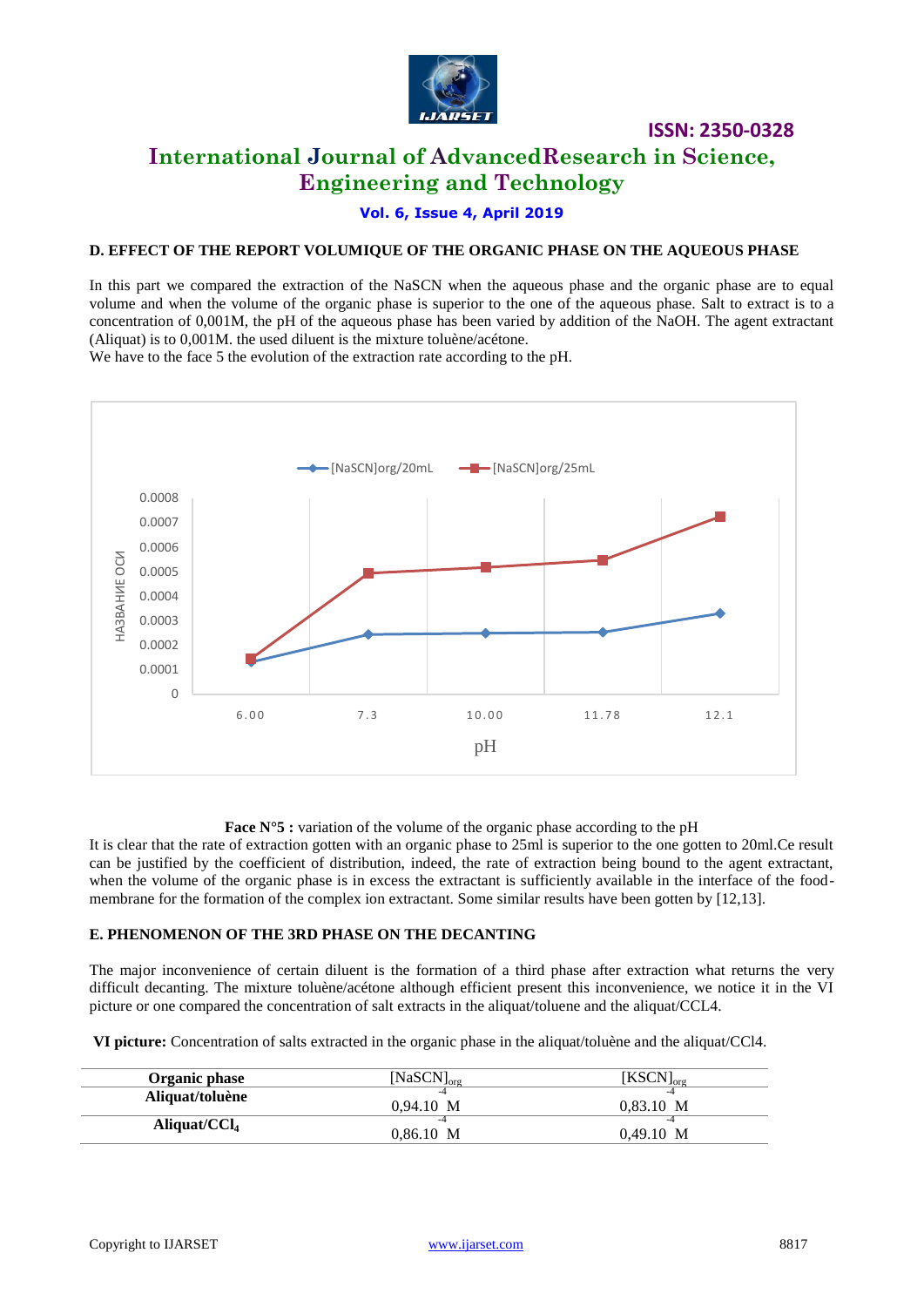### D. EFFECT OF THE REPORT VOLUMIQUE OF THE ORGANIC PHASE ON THE AQUEOUS PHASE

In this part we compared the extraction of the NaSCN when the aqueous phase and the organic phase are to equal volume and when the volume of the organic phase is superior to the one of the aqueous phase. Salt to extract is to a concentration of 0,001M, the pH of the aqueous phase has been varied by addition of the NaOH. The agent extractant (Aliquat) is to 0,001M. the used diluent is the mixture toluène/acétone.
We have to the face 5 the evolution of the extraction rate according to the pH.

**Face N°5 :** variation of the volume of the organic phase according to the pH

It is clear that the rate of extraction gotten with an organic phase to 25ml is superior to the one gotten to 20ml.Ce result can be justified by the coefficient of distribution, indeed, the rate of extraction being bound to the agent extractant, when the volume of the organic phase is in excess the extractant is sufficiently available in the interface of the food-membrane for the formation of the complex ion extractant. Some similar results have been gotten by [12,13].

### E. PHENOMENON OF THE 3RD PHASE ON THE DECANTING

The major inconvenience of certain diluent is the formation of a third phase after extraction what returns the very difficult decanting. The mixture toluène/acétone although efficient present this inconvenience, we notice it in the VI picture or one compared the concentration of salt extracts in the aliquat/toluene and the aliquat/CCL4.

**VI picture:** Concentration of salts extracted in the organic phase in the aliquat/toluène and the aliquat/CCl4.

| Organic phase | $[NaSCN]_{org}$ | $[KSCN]_{org}$ |
|---|---|---|
| **Aliquat/toluène** | $0{,}94.10^{-4}$ M | $0{,}83.10^{-4}$ M |
| **Aliquat/$CCl_4$** | $0{,}86.10^{-4}$ M | $0{,}49.10^{-4}$ M |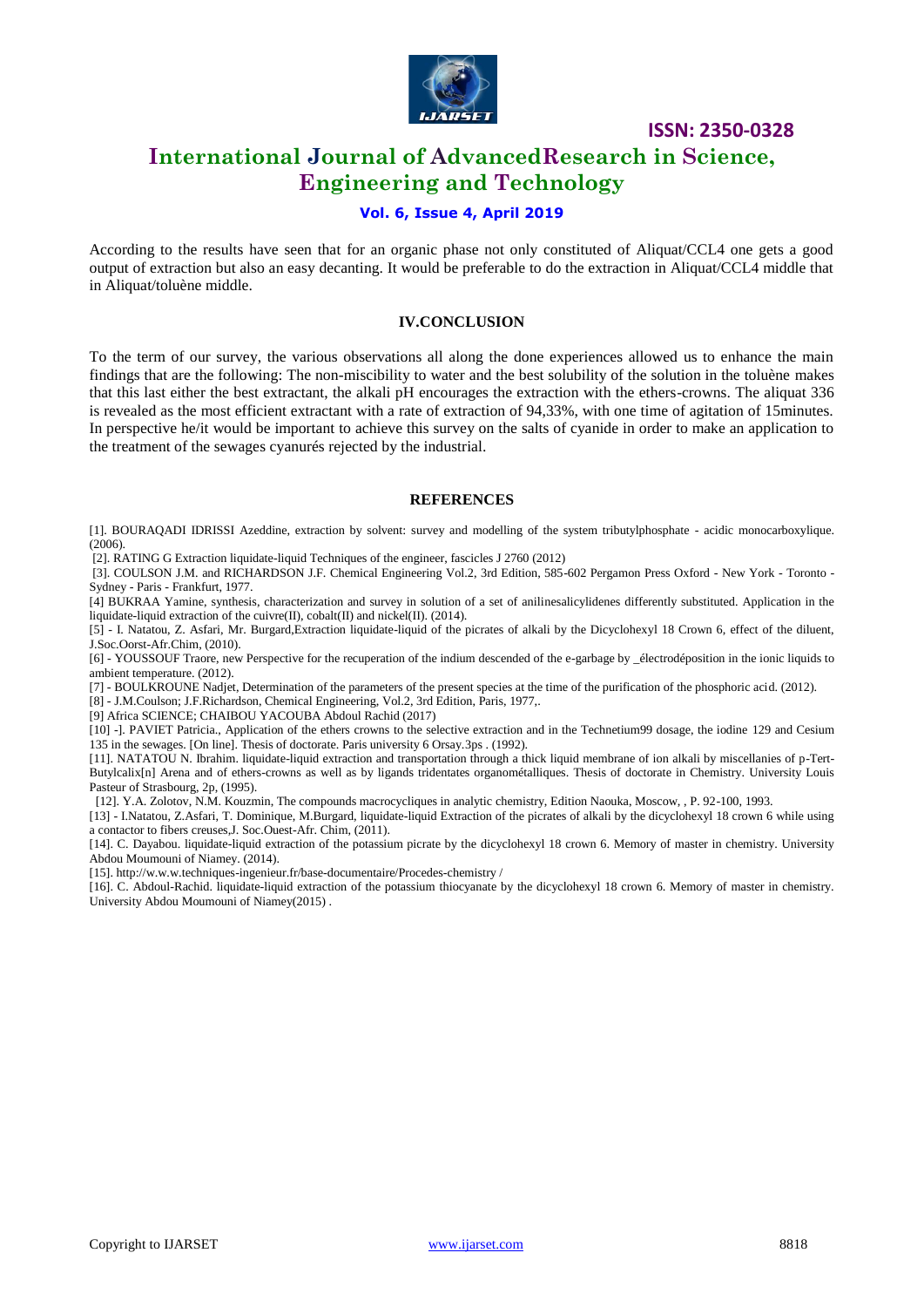According to the results have seen that for an organic phase not only constituted of Aliquat/CCL4 one gets a good output of extraction but also an easy decanting. It would be preferable to do the extraction in Aliquat/CCL4 middle that in Aliquat/toluène middle.

## IV.CONCLUSION

To the term of our survey, the various observations all along the done experiences allowed us to enhance the main findings that are the following: The non-miscibility to water and the best solubility of the solution in the toluène makes that this last either the best extractant, the alkali pH encourages the extraction with the ethers-crowns. The aliquat 336 is revealed as the most efficient extractant with a rate of extraction of 94,33%, with one time of agitation of 15minutes. In perspective he/it would be important to achieve this survey on the salts of cyanide in order to make an application to the treatment of the sewages cyanurés rejected by the industrial.

## REFERENCES

[1]. BOURAQADI IDRISSI Azeddine, extraction by solvent: survey and modelling of the system tributylphosphate - acidic monocarboxylique. (2006).

[2]. RATING G Extraction liquidate-liquid Techniques of the engineer, fascicles J 2760 (2012)

[3]. COULSON J.M. and RICHARDSON J.F. Chemical Engineering Vol.2, 3rd Edition, 585-602 Pergamon Press Oxford - New York - Toronto - Sydney - Paris - Frankfurt, 1977.

[4] BUKRAA Yamine, synthesis, characterization and survey in solution of a set of anilinesalicylidenes differently substituted. Application in the liquidate-liquid extraction of the cuivre(II), cobalt(II) and nickel(II). (2014).

[5] - I. Natatou, Z. Asfari, Mr. Burgard,Extraction liquidate-liquid of the picrates of alkali by the Dicyclohexyl 18 Crown 6, effect of the diluent, J.Soc.Oorst-Afr.Chim, (2010).

[6] - YOUSSOUF Traore, new Perspective for the recuperation of the indium descended of the e-garbage by _électrodéposition in the ionic liquids to ambient temperature. (2012).

[7] - BOULKROUNE Nadjet, Determination of the parameters of the present species at the time of the purification of the phosphoric acid. (2012).

[8] - J.M.Coulson; J.F.Richardson, Chemical Engineering, Vol.2, 3rd Edition, Paris, 1977,.

[9] Africa SCIENCE; CHAIBOU YACOUBA Abdoul Rachid (2017)

[10] -]. PAVIET Patricia., Application of the ethers crowns to the selective extraction and in the Technetium99 dosage, the iodine 129 and Cesium 135 in the sewages. [On line]. Thesis of doctorate. Paris university 6 Orsay.3ps . (1992).

[11]. NATATOU N. Ibrahim. liquidate-liquid extraction and transportation through a thick liquid membrane of ion alkali by miscellanies of p-Tert-Butylcalix[n] Arena and of ethers-crowns as well as by ligands tridentates organométalliques. Thesis of doctorate in Chemistry. University Louis Pasteur of Strasbourg, 2p, (1995).

[12]. Y.A. Zolotov, N.M. Kouzmin, The compounds macrocycliques in analytic chemistry, Edition Naouka, Moscow, , P. 92-100, 1993.

[13] - I.Natatou, Z.Asfari, T. Dominique, M.Burgard, liquidate-liquid Extraction of the picrates of alkali by the dicyclohexyl 18 crown 6 while using a contactor to fibers creuses,J. Soc.Ouest-Afr. Chim, (2011).

[14]. C. Dayabou. liquidate-liquid extraction of the potassium picrate by the dicyclohexyl 18 crown 6. Memory of master in chemistry. University Abdou Moumouni of Niamey. (2014).

[15]. http://w.w.w.techniques-ingenieur.fr/base-documentaire/Procedes-chemistry /

[16]. C. Abdoul-Rachid. liquidate-liquid extraction of the potassium thiocyanate by the dicyclohexyl 18 crown 6. Memory of master in chemistry. University Abdou Moumouni of Niamey(2015) .